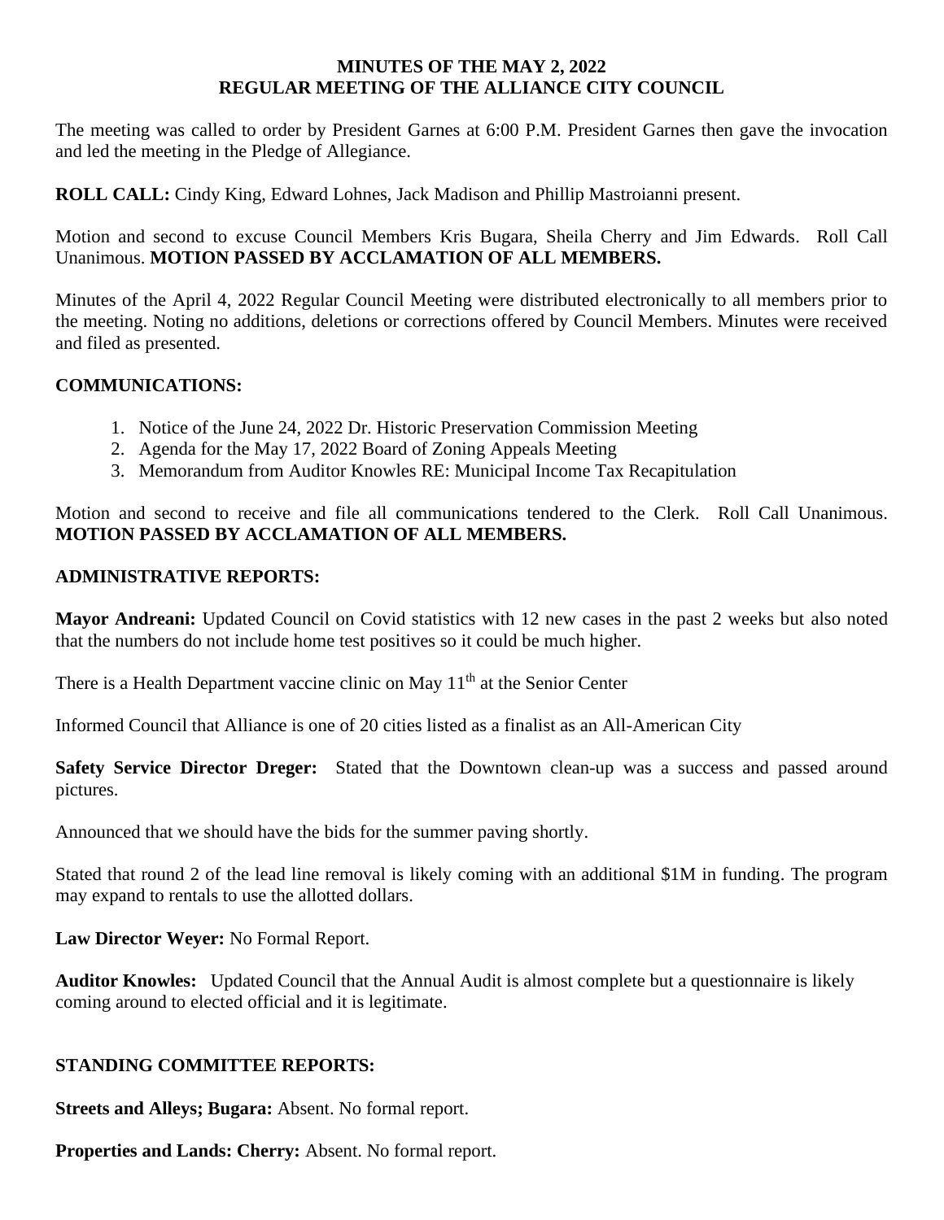**MINUTES OF THE MAY 2, 2022**
**REGULAR MEETING OF THE ALLIANCE CITY COUNCIL**

The meeting was called to order by President Garnes at 6:00 P.M. President Garnes then gave the invocation and led the meeting in the Pledge of Allegiance.

**ROLL CALL:** Cindy King, Edward Lohnes, Jack Madison and Phillip Mastroianni present.

Motion and second to excuse Council Members Kris Bugara, Sheila Cherry and Jim Edwards. Roll Call Unanimous. **MOTION PASSED BY ACCLAMATION OF ALL MEMBERS.**

Minutes of the April 4, 2022 Regular Council Meeting were distributed electronically to all members prior to the meeting. Noting no additions, deletions or corrections offered by Council Members. Minutes were received and filed as presented.

**COMMUNICATIONS:**

1. Notice of the June 24, 2022 Dr. Historic Preservation Commission Meeting
2. Agenda for the May 17, 2022 Board of Zoning Appeals Meeting
3. Memorandum from Auditor Knowles RE: Municipal Income Tax Recapitulation

Motion and second to receive and file all communications tendered to the Clerk. Roll Call Unanimous. **MOTION PASSED BY ACCLAMATION OF ALL MEMBERS.**

**ADMINISTRATIVE REPORTS:**

**Mayor Andreani:** Updated Council on Covid statistics with 12 new cases in the past 2 weeks but also noted that the numbers do not include home test positives so it could be much higher.

There is a Health Department vaccine clinic on May 11th at the Senior Center

Informed Council that Alliance is one of 20 cities listed as a finalist as an All-American City

**Safety Service Director Dreger:** Stated that the Downtown clean-up was a success and passed around pictures.

Announced that we should have the bids for the summer paving shortly.

Stated that round 2 of the lead line removal is likely coming with an additional $1M in funding. The program may expand to rentals to use the allotted dollars.

**Law Director Weyer:** No Formal Report.

**Auditor Knowles:** Updated Council that the Annual Audit is almost complete but a questionnaire is likely coming around to elected official and it is legitimate.

**STANDING COMMITTEE REPORTS:**

**Streets and Alleys; Bugara:** Absent. No formal report.

**Properties and Lands: Cherry:** Absent. No formal report.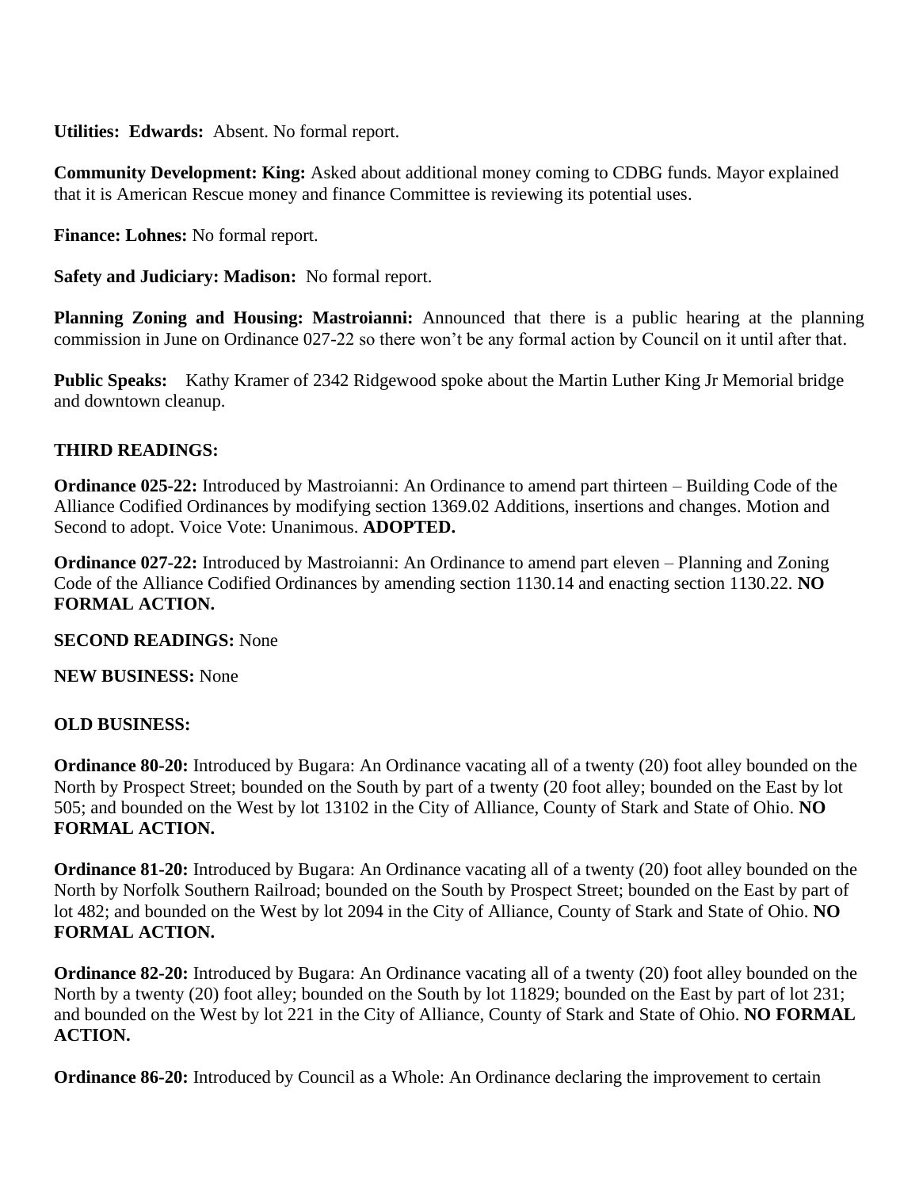**Utilities: Edwards:** Absent. No formal report.

**Community Development: King:** Asked about additional money coming to CDBG funds. Mayor explained that it is American Rescue money and finance Committee is reviewing its potential uses.

**Finance: Lohnes:** No formal report.

**Safety and Judiciary: Madison:** No formal report.

**Planning Zoning and Housing: Mastroianni:** Announced that there is a public hearing at the planning commission in June on Ordinance 027-22 so there won't be any formal action by Council on it until after that.

**Public Speaks:** Kathy Kramer of 2342 Ridgewood spoke about the Martin Luther King Jr Memorial bridge and downtown cleanup.

**THIRD READINGS:**

**Ordinance 025-22:** Introduced by Mastroianni: An Ordinance to amend part thirteen – Building Code of the Alliance Codified Ordinances by modifying section 1369.02 Additions, insertions and changes. Motion and Second to adopt. Voice Vote: Unanimous. **ADOPTED.**

**Ordinance 027-22:** Introduced by Mastroianni: An Ordinance to amend part eleven – Planning and Zoning Code of the Alliance Codified Ordinances by amending section 1130.14 and enacting section 1130.22. **NO FORMAL ACTION.**

**SECOND READINGS:** None

**NEW BUSINESS:** None

**OLD BUSINESS:**

**Ordinance 80-20:** Introduced by Bugara: An Ordinance vacating all of a twenty (20) foot alley bounded on the North by Prospect Street; bounded on the South by part of a twenty (20 foot alley; bounded on the East by lot 505; and bounded on the West by lot 13102 in the City of Alliance, County of Stark and State of Ohio. **NO FORMAL ACTION.**

**Ordinance 81-20:** Introduced by Bugara: An Ordinance vacating all of a twenty (20) foot alley bounded on the North by Norfolk Southern Railroad; bounded on the South by Prospect Street; bounded on the East by part of lot 482; and bounded on the West by lot 2094 in the City of Alliance, County of Stark and State of Ohio. **NO FORMAL ACTION.**

**Ordinance 82-20:** Introduced by Bugara: An Ordinance vacating all of a twenty (20) foot alley bounded on the North by a twenty (20) foot alley; bounded on the South by lot 11829; bounded on the East by part of lot 231; and bounded on the West by lot 221 in the City of Alliance, County of Stark and State of Ohio. **NO FORMAL ACTION.**

**Ordinance 86-20:** Introduced by Council as a Whole: An Ordinance declaring the improvement to certain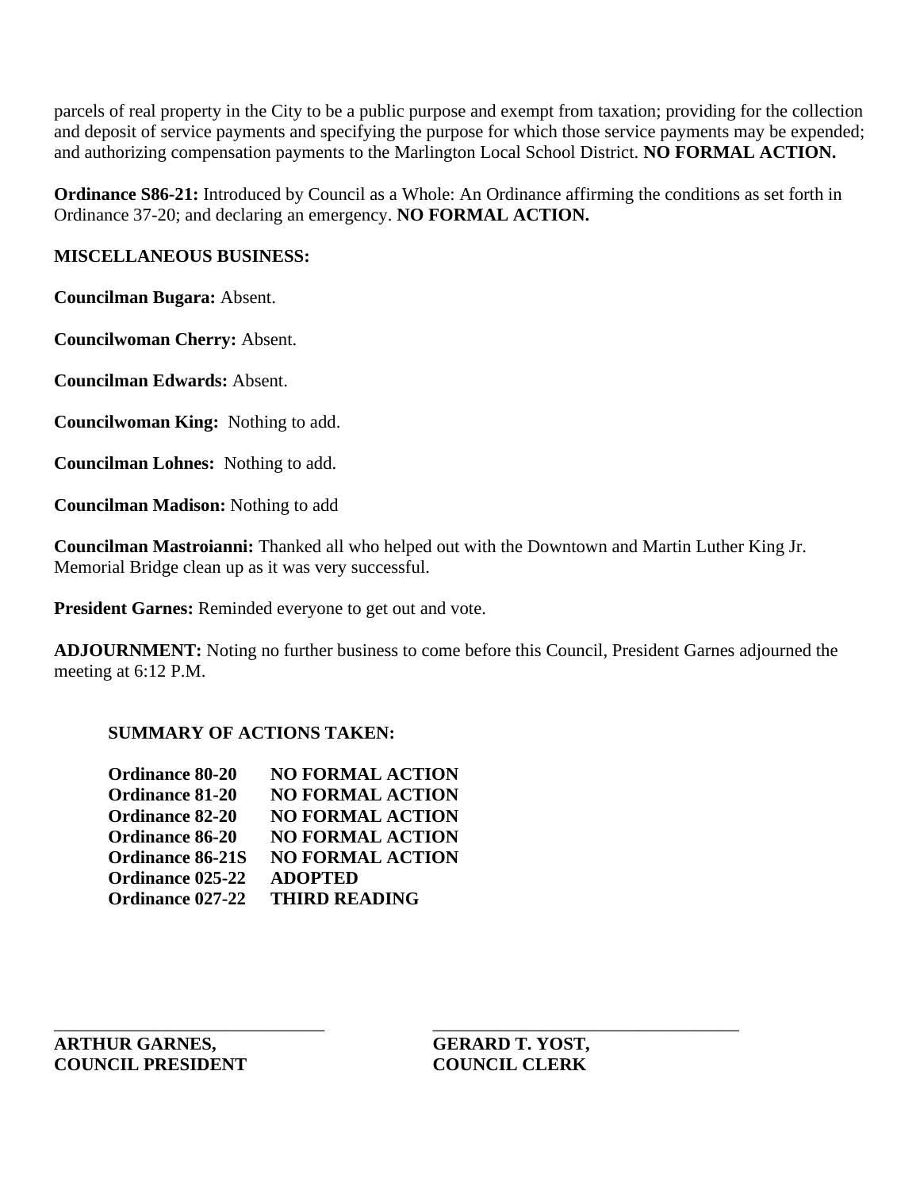parcels of real property in the City to be a public purpose and exempt from taxation; providing for the collection and deposit of service payments and specifying the purpose for which those service payments may be expended; and authorizing compensation payments to the Marlington Local School District. **NO FORMAL ACTION.**

**Ordinance S86-21:** Introduced by Council as a Whole: An Ordinance affirming the conditions as set forth in Ordinance 37-20; and declaring an emergency. **NO FORMAL ACTION.**

**MISCELLANEOUS BUSINESS:**

**Councilman Bugara:** Absent.

**Councilwoman Cherry:** Absent.

**Councilman Edwards:** Absent.

**Councilwoman King:** Nothing to add.

**Councilman Lohnes:** Nothing to add.

**Councilman Madison:** Nothing to add

**Councilman Mastroianni:** Thanked all who helped out with the Downtown and Martin Luther King Jr. Memorial Bridge clean up as it was very successful.

**President Garnes:** Reminded everyone to get out and vote.

**ADJOURNMENT:** Noting no further business to come before this Council, President Garnes adjourned the meeting at 6:12 P.M.

**SUMMARY OF ACTIONS TAKEN:**

| | |
|---|---|
| **Ordinance 80-20** | **NO FORMAL ACTION** |
| **Ordinance 81-20** | **NO FORMAL ACTION** |
| **Ordinance 82-20** | **NO FORMAL ACTION** |
| **Ordinance 86-20** | **NO FORMAL ACTION** |
| **Ordinance 86-21S** | **NO FORMAL ACTION** |
| **Ordinance 025-22** | **ADOPTED** |
| **Ordinance 027-22** | **THIRD READING** |

_______________________________

**ARTHUR GARNES,**
**COUNCIL PRESIDENT**

___________________________________

**GERARD T. YOST,**
**COUNCIL CLERK**